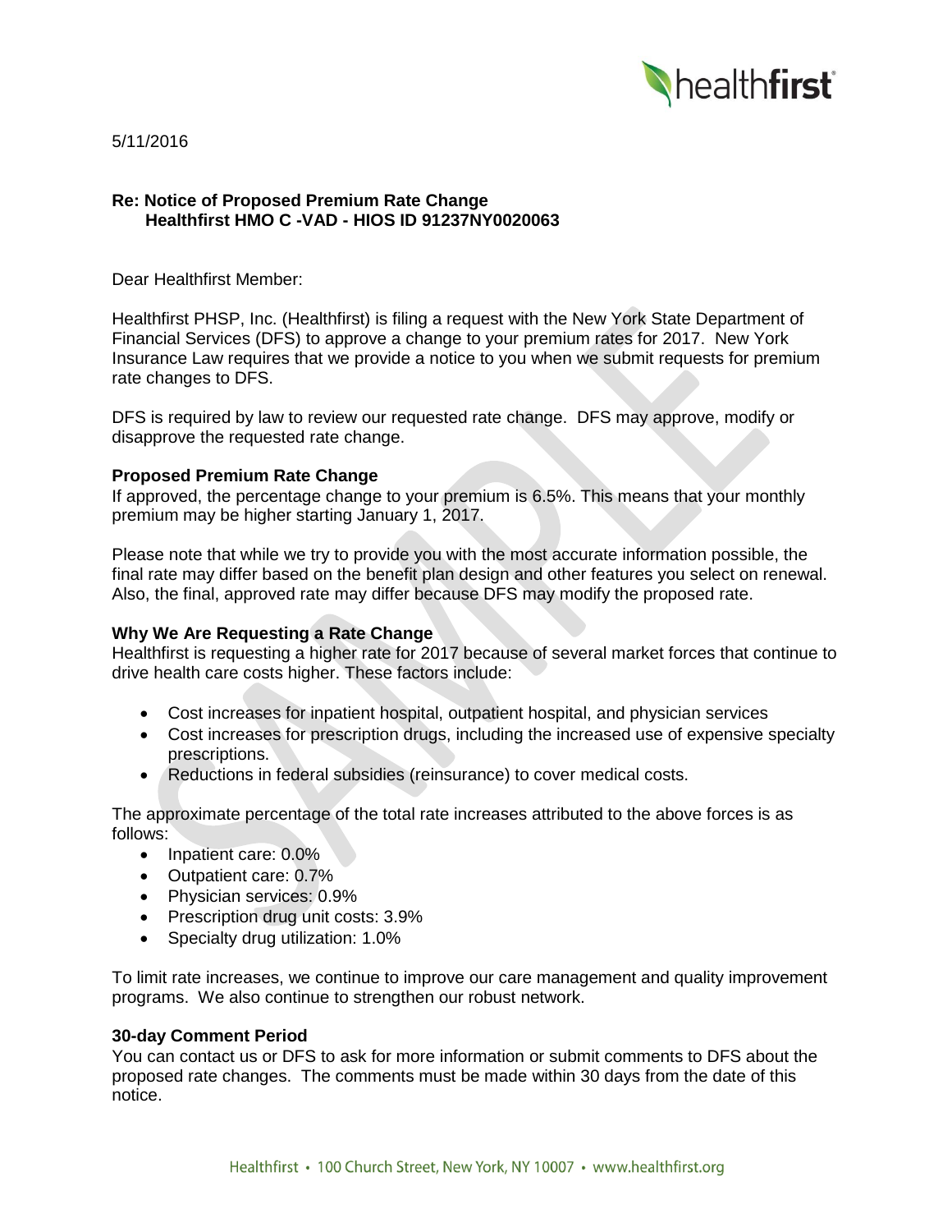5/11/2016

**Re: Notice of Proposed Premium Rate Change**
**Healthfirst HMO C -VAD - HIOS ID 91237NY0020063**

Dear Healthfirst Member:

Healthfirst PHSP, Inc. (Healthfirst) is filing a request with the New York State Department of Financial Services (DFS) to approve a change to your premium rates for 2017. New York Insurance Law requires that we provide a notice to you when we submit requests for premium rate changes to DFS.

DFS is required by law to review our requested rate change. DFS may approve, modify or disapprove the requested rate change.

**Proposed Premium Rate Change**

If approved, the percentage change to your premium is 6.5%. This means that your monthly premium may be higher starting January 1, 2017.

Please note that while we try to provide you with the most accurate information possible, the final rate may differ based on the benefit plan design and other features you select on renewal. Also, the final, approved rate may differ because DFS may modify the proposed rate.

**Why We Are Requesting a Rate Change**

Healthfirst is requesting a higher rate for 2017 because of several market forces that continue to drive health care costs higher. These factors include:

- Cost increases for inpatient hospital, outpatient hospital, and physician services
- Cost increases for prescription drugs, including the increased use of expensive specialty prescriptions.
- Reductions in federal subsidies (reinsurance) to cover medical costs.

The approximate percentage of the total rate increases attributed to the above forces is as follows:

- Inpatient care: 0.0%
- Outpatient care: 0.7%
- Physician services: 0.9%
- Prescription drug unit costs: 3.9%
- Specialty drug utilization: 1.0%

To limit rate increases, we continue to improve our care management and quality improvement programs. We also continue to strengthen our robust network.

**30-day Comment Period**

You can contact us or DFS to ask for more information or submit comments to DFS about the proposed rate changes. The comments must be made within 30 days from the date of this notice.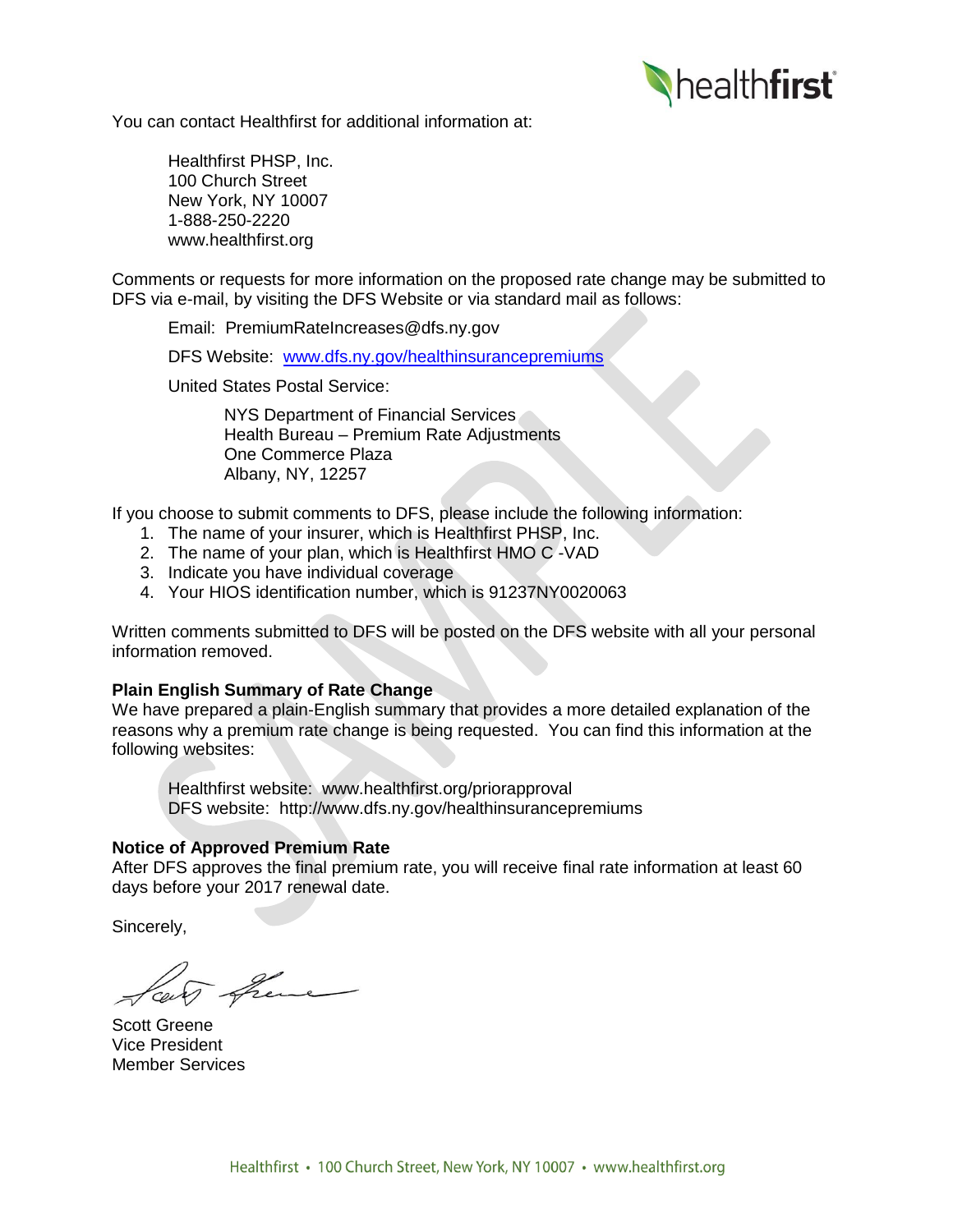You can contact Healthfirst for additional information at:

Healthfirst PHSP, Inc.
100 Church Street
New York, NY 10007
1-888-250-2220
www.healthfirst.org

Comments or requests for more information on the proposed rate change may be submitted to DFS via e-mail, by visiting the DFS Website or via standard mail as follows:

Email: PremiumRateIncreases@dfs.ny.gov

DFS Website: [www.dfs.ny.gov/healthinsurancepremiums](www.dfs.ny.gov/healthinsurancepremiums)

United States Postal Service:

NYS Department of Financial Services
Health Bureau – Premium Rate Adjustments
One Commerce Plaza
Albany, NY, 12257

If you choose to submit comments to DFS, please include the following information:

1. The name of your insurer, which is Healthfirst PHSP, Inc.
2. The name of your plan, which is Healthfirst HMO C -VAD
3. Indicate you have individual coverage
4. Your HIOS identification number, which is 91237NY0020063

Written comments submitted to DFS will be posted on the DFS website with all your personal information removed.

**Plain English Summary of Rate Change**
We have prepared a plain-English summary that provides a more detailed explanation of the reasons why a premium rate change is being requested. You can find this information at the following websites:

Healthfirst website: www.healthfirst.org/priorapproval
DFS website: http://www.dfs.ny.gov/healthinsurancepremiums

**Notice of Approved Premium Rate**
After DFS approves the final premium rate, you will receive final rate information at least 60 days before your 2017 renewal date.

Sincerely,

Scott Greene
Vice President
Member Services